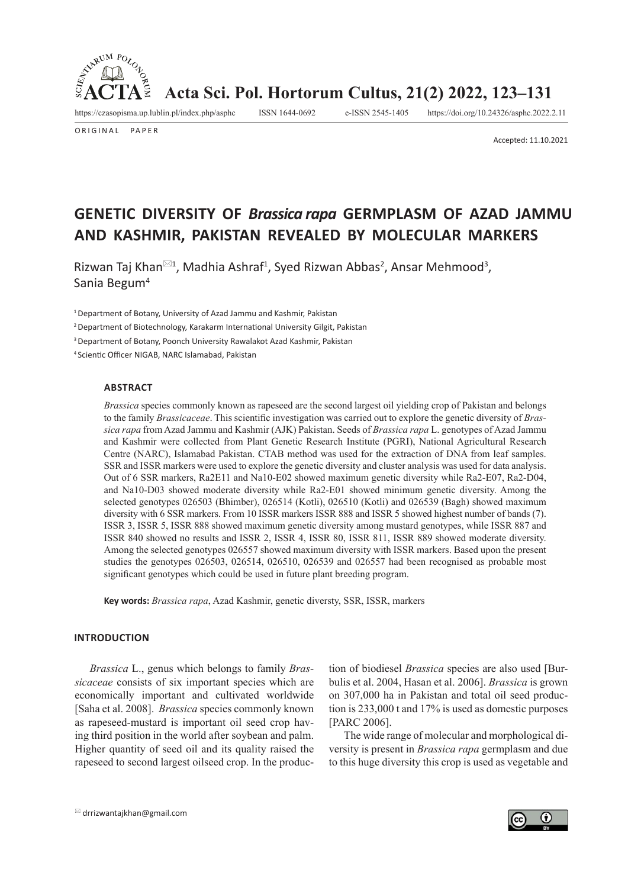ORIGINAL PAPER

Accepted: 11.10.2021

# GENETIC DIVERSITY OF *Brassica rapa* GERMPLASM OF AZAD JAMMU AND KASHMIR, PAKISTAN REVEALED BY MOLECULAR MARKERS

Rizwan Taj Khan[1], Madhia Ashraf[1], Syed Rizwan Abbas[2], Ansar Mehmood[3], Sania Begum[4]

[1] Department of Botany, University of Azad Jammu and Kashmir, Pakistan

[2] Department of Biotechnology, Karakarm International University Gilgit, Pakistan

[3] Department of Botany, Poonch University Rawalakot Azad Kashmir, Pakistan

[4] Scientic Officer NIGAB, NARC Islamabad, Pakistan

### ABSTRACT

*Brassica* species commonly known as rapeseed are the second largest oil yielding crop of Pakistan and belongs to the family *Brassicaceae*. This scientific investigation was carried out to explore the genetic diversity of *Brassica rapa* from Azad Jammu and Kashmir (AJK) Pakistan. Seeds of *Brassica rapa* L. genotypes of Azad Jammu and Kashmir were collected from Plant Genetic Research Institute (PGRI), National Agricultural Research Centre (NARC), Islamabad Pakistan. CTAB method was used for the extraction of DNA from leaf samples. SSR and ISSR markers were used to explore the genetic diversity and cluster analysis was used for data analysis. Out of 6 SSR markers, Ra2E11 and Na10-E02 showed maximum genetic diversity while Ra2-E07, Ra2-D04, and Na10-D03 showed moderate diversity while Ra2-E01 showed minimum genetic diversity. Among the selected genotypes 026503 (Bhimber), 026514 (Kotli), 026510 (Kotli) and 026539 (Bagh) showed maximum diversity with 6 SSR markers. From 10 ISSR markers ISSR 888 and ISSR 5 showed highest number of bands (7). ISSR 3, ISSR 5, ISSR 888 showed maximum genetic diversity among mustard genotypes, while ISSR 887 and ISSR 840 showed no results and ISSR 2, ISSR 4, ISSR 80, ISSR 811, ISSR 889 showed moderate diversity. Among the selected genotypes 026557 showed maximum diversity with ISSR markers. Based upon the present studies the genotypes 026503, 026514, 026510, 026539 and 026557 had been recognised as probable most significant genotypes which could be used in future plant breeding program.

**Key words:** *Brassica rapa*, Azad Kashmir, genetic diversty, SSR, ISSR, markers

### INTRODUCTION

*Brassica* L., genus which belongs to family *Brassicaceae* consists of six important species which are economically important and cultivated worldwide [Saha et al. 2008]. *Brassica* species commonly known as rapeseed-mustard is important oil seed crop having third position in the world after soybean and palm. Higher quantity of seed oil and its quality raised the rapeseed to second largest oilseed crop. In the production of biodiesel *Brassica* species are also used [Burbulis et al. 2004, Hasan et al. 2006]. *Brassica* is grown on 307,000 ha in Pakistan and total oil seed production is 233,000 t and 17% is used as domestic purposes [PARC 2006].

The wide range of molecular and morphological diversity is present in *Brassica rapa* germplasm and due to this huge diversity this crop is used as vegetable and

drrizwantajkhan@gmail.com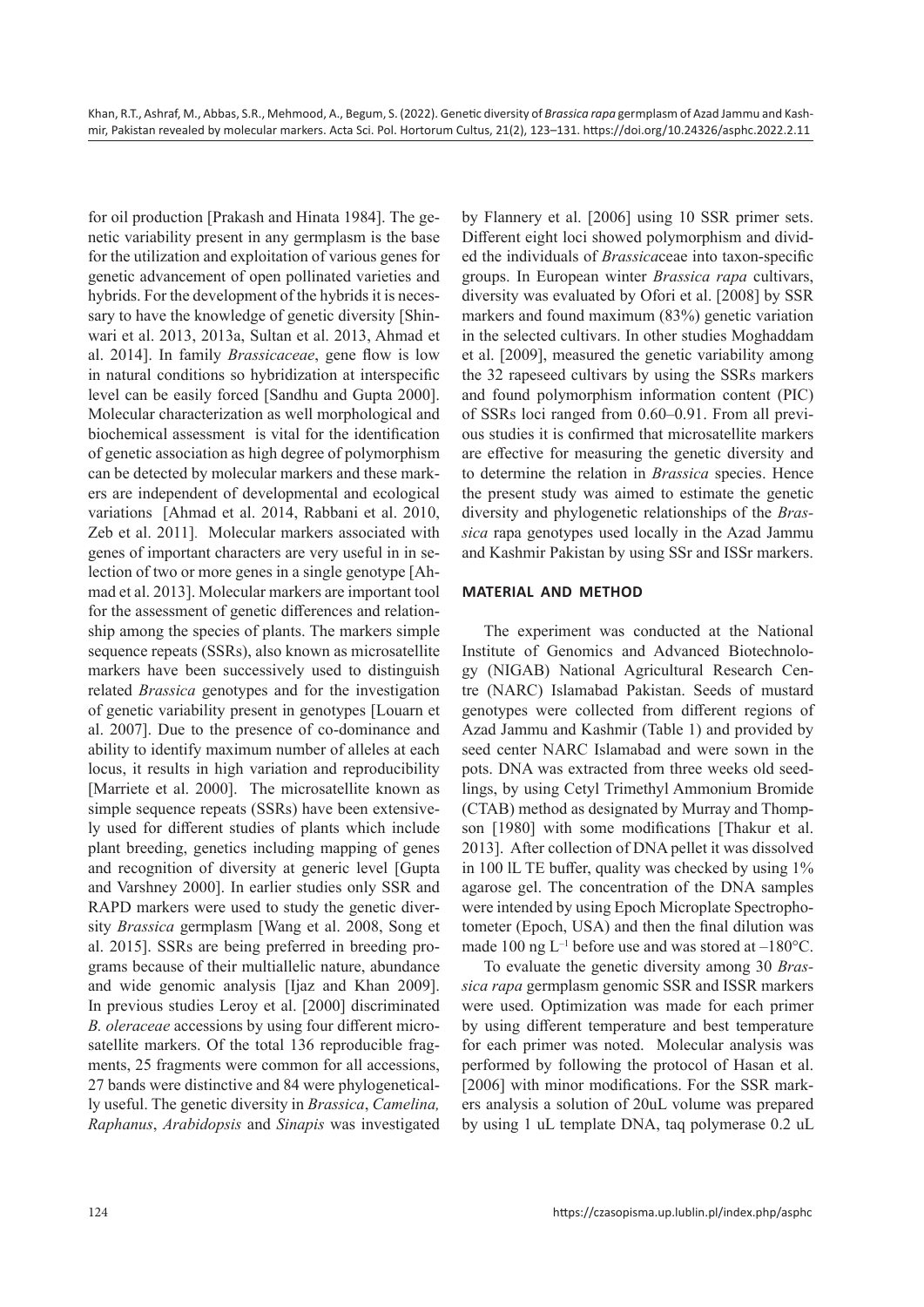for oil production [Prakash and Hinata 1984]. The genetic variability present in any germplasm is the base for the utilization and exploitation of various genes for genetic advancement of open pollinated varieties and hybrids. For the development of the hybrids it is necessary to have the knowledge of genetic diversity [Shinwari et al. 2013, 2013a, Sultan et al. 2013, Ahmad et al. 2014]. In family *Brassicaceae*, gene flow is low in natural conditions so hybridization at interspecific level can be easily forced [Sandhu and Gupta 2000]. Molecular characterization as well morphological and biochemical assessment is vital for the identification of genetic association as high degree of polymorphism can be detected by molecular markers and these markers are independent of developmental and ecological variations [Ahmad et al. 2014, Rabbani et al. 2010, Zeb et al. 2011]. Molecular markers associated with genes of important characters are very useful in in selection of two or more genes in a single genotype [Ahmad et al. 2013]. Molecular markers are important tool for the assessment of genetic differences and relationship among the species of plants. The markers simple sequence repeats (SSRs), also known as microsatellite markers have been successively used to distinguish related *Brassica* genotypes and for the investigation of genetic variability present in genotypes [Louarn et al. 2007]. Due to the presence of co-dominance and ability to identify maximum number of alleles at each locus, it results in high variation and reproducibility [Marriete et al. 2000]. The microsatellite known as simple sequence repeats (SSRs) have been extensively used for different studies of plants which include plant breeding, genetics including mapping of genes and recognition of diversity at generic level [Gupta and Varshney 2000]. In earlier studies only SSR and RAPD markers were used to study the genetic diversity *Brassica* germplasm [Wang et al. 2008, Song et al. 2015]. SSRs are being preferred in breeding programs because of their multiallelic nature, abundance and wide genomic analysis [Ijaz and Khan 2009]. In previous studies Leroy et al. [2000] discriminated *B. oleraceae* accessions by using four different microsatellite markers. Of the total 136 reproducible fragments, 25 fragments were common for all accessions, 27 bands were distinctive and 84 were phylogenetically useful. The genetic diversity in *Brassica*, *Camelina, Raphanus*, *Arabidopsis* and *Sinapis* was investigated by Flannery et al. [2006] using 10 SSR primer sets. Different eight loci showed polymorphism and divided the individuals of *Brassica*ceae into taxon-specific groups. In European winter *Brassica rapa* cultivars, diversity was evaluated by Ofori et al. [2008] by SSR markers and found maximum (83%) genetic variation in the selected cultivars. In other studies Moghaddam et al. [2009], measured the genetic variability among the 32 rapeseed cultivars by using the SSRs markers and found polymorphism information content (PIC) of SSRs loci ranged from 0.60–0.91. From all previous studies it is confirmed that microsatellite markers are effective for measuring the genetic diversity and to determine the relation in *Brassica* species. Hence the present study was aimed to estimate the genetic diversity and phylogenetic relationships of the *Brassica* rapa genotypes used locally in the Azad Jammu and Kashmir Pakistan by using SSr and ISSr markers.

## MATERIAL AND METHOD

The experiment was conducted at the National Institute of Genomics and Advanced Biotechnology (NIGAB) National Agricultural Research Centre (NARC) Islamabad Pakistan. Seeds of mustard genotypes were collected from different regions of Azad Jammu and Kashmir (Table 1) and provided by seed center NARC Islamabad and were sown in the pots. DNA was extracted from three weeks old seedlings, by using Cetyl Trimethyl Ammonium Bromide (CTAB) method as designated by Murray and Thompson [1980] with some modifications [Thakur et al. 2013]. After collection of DNA pellet it was dissolved in 100 lL TE buffer, quality was checked by using 1% agarose gel. The concentration of the DNA samples were intended by using Epoch Microplate Spectrophotometer (Epoch, USA) and then the final dilution was made 100 ng $L^{-1}$ before use and was stored at –180°C.

To evaluate the genetic diversity among 30 *Brassica rapa* germplasm genomic SSR and ISSR markers were used. Optimization was made for each primer by using different temperature and best temperature for each primer was noted. Molecular analysis was performed by following the protocol of Hasan et al. [2006] with minor modifications. For the SSR markers analysis a solution of 20uL volume was prepared by using 1 uL template DNA, taq polymerase 0.2 uL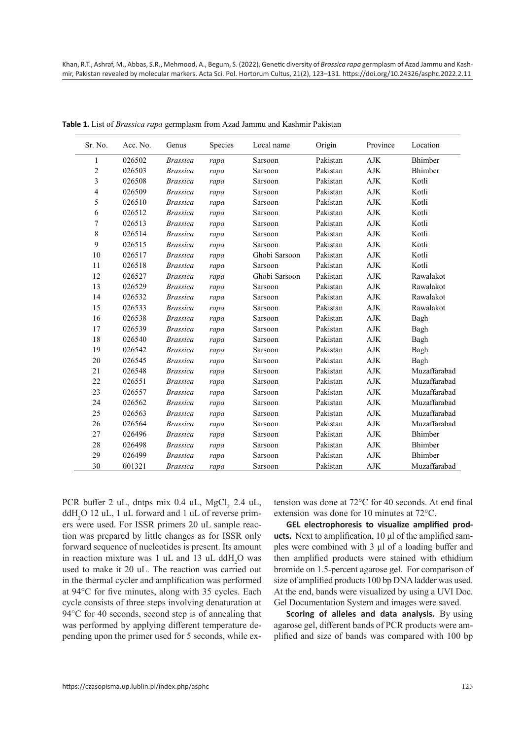**Table 1.** List of *Brassica rapa* germplasm from Azad Jammu and Kashmir Pakistan

| Sr. No. | Acc. No. | Genus | Species | Local name | Origin | Province | Location |
|---|---|---|---|---|---|---|---|
| 1 | 026502 | *Brassica* | *rapa* | Sarsoon | Pakistan | AJK | Bhimber |
| 2 | 026503 | *Brassica* | *rapa* | Sarsoon | Pakistan | AJK | Bhimber |
| 3 | 026508 | *Brassica* | *rapa* | Sarsoon | Pakistan | AJK | Kotli |
| 4 | 026509 | *Brassica* | *rapa* | Sarsoon | Pakistan | AJK | Kotli |
| 5 | 026510 | *Brassica* | *rapa* | Sarsoon | Pakistan | AJK | Kotli |
| 6 | 026512 | *Brassica* | *rapa* | Sarsoon | Pakistan | AJK | Kotli |
| 7 | 026513 | *Brassica* | *rapa* | Sarsoon | Pakistan | AJK | Kotli |
| 8 | 026514 | *Brassica* | *rapa* | Sarsoon | Pakistan | AJK | Kotli |
| 9 | 026515 | *Brassica* | *rapa* | Sarsoon | Pakistan | AJK | Kotli |
| 10 | 026517 | *Brassica* | *rapa* | Ghobi Sarsoon | Pakistan | AJK | Kotli |
| 11 | 026518 | *Brassica* | *rapa* | Sarsoon | Pakistan | AJK | Kotli |
| 12 | 026527 | *Brassica* | *rapa* | Ghobi Sarsoon | Pakistan | AJK | Rawalakot |
| 13 | 026529 | *Brassica* | *rapa* | Sarsoon | Pakistan | AJK | Rawalakot |
| 14 | 026532 | *Brassica* | *rapa* | Sarsoon | Pakistan | AJK | Rawalakot |
| 15 | 026533 | *Brassica* | *rapa* | Sarsoon | Pakistan | AJK | Rawalakot |
| 16 | 026538 | *Brassica* | *rapa* | Sarsoon | Pakistan | AJK | Bagh |
| 17 | 026539 | *Brassica* | *rapa* | Sarsoon | Pakistan | AJK | Bagh |
| 18 | 026540 | *Brassica* | *rapa* | Sarsoon | Pakistan | AJK | Bagh |
| 19 | 026542 | *Brassica* | *rapa* | Sarsoon | Pakistan | AJK | Bagh |
| 20 | 026545 | *Brassica* | *rapa* | Sarsoon | Pakistan | AJK | Bagh |
| 21 | 026548 | *Brassica* | *rapa* | Sarsoon | Pakistan | AJK | Muzaffarabad |
| 22 | 026551 | *Brassica* | *rapa* | Sarsoon | Pakistan | AJK | Muzaffarabad |
| 23 | 026557 | *Brassica* | *rapa* | Sarsoon | Pakistan | AJK | Muzaffarabad |
| 24 | 026562 | *Brassica* | *rapa* | Sarsoon | Pakistan | AJK | Muzaffarabad |
| 25 | 026563 | *Brassica* | *rapa* | Sarsoon | Pakistan | AJK | Muzaffarabad |
| 26 | 026564 | *Brassica* | *rapa* | Sarsoon | Pakistan | AJK | Muzaffarabad |
| 27 | 026496 | *Brassica* | *rapa* | Sarsoon | Pakistan | AJK | Bhimber |
| 28 | 026498 | *Brassica* | *rapa* | Sarsoon | Pakistan | AJK | Bhimber |
| 29 | 026499 | *Brassica* | *rapa* | Sarsoon | Pakistan | AJK | Bhimber |
| 30 | 001321 | *Brassica* | *rapa* | Sarsoon | Pakistan | AJK | Muzaffarabad |

PCR buffer 2 uL, dntps mix 0.4 uL, $MgCl_2$ 2.4 uL, $ddH_2O$ 12 uL, 1 uL forward and 1 uL of reverse primers were used. For ISSR primers 20 uL sample reaction was prepared by little changes as for ISSR only forward sequence of nucleotides is present. Its amount in reaction mixture was 1 uL and 13 uL $ddH_2O$ was used to make it 20 uL. The reaction was carried out in the thermal cycler and amplification was performed at 94°C for five minutes, along with 35 cycles. Each cycle consists of three steps involving denaturation at 94°C for 40 seconds, second step is of annealing that was performed by applying different temperature depending upon the primer used for 5 seconds, while extension was done at 72°C for 40 seconds. At end final extension was done for 10 minutes at 72°C.

**GEL electrophoresis to visualize amplified products.** Next to amplification, 10 µl of the amplified samples were combined with 3 µl of a loading buffer and then amplified products were stained with ethidium bromide on 1.5-percent agarose gel. For comparison of size of amplified products 100 bp DNA ladder was used. At the end, bands were visualized by using a UVI Doc. Gel Documentation System and images were saved.

**Scoring of alleles and data analysis.** By using agarose gel, different bands of PCR products were amplified and size of bands was compared with 100 bp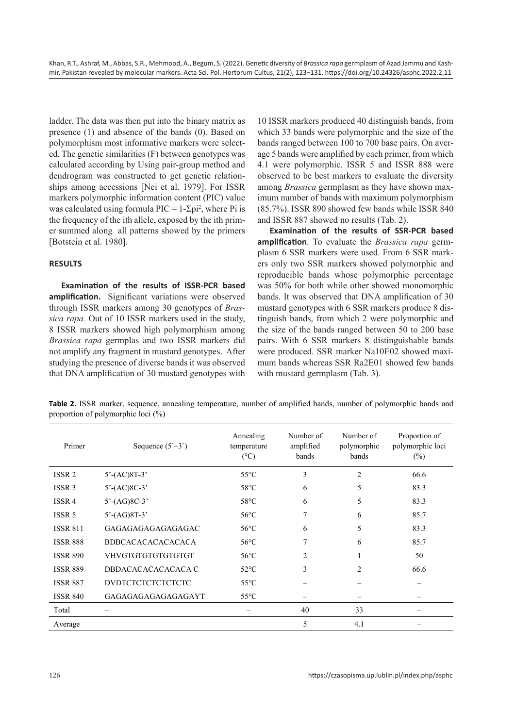ladder. The data was then put into the binary matrix as presence (1) and absence of the bands (0). Based on polymorphism most informative markers were selected. The genetic similarities (F) between genotypes was calculated according by Using pair-group method and dendrogram was constructed to get genetic relationships among accessions [Nei et al. 1979]. For ISSR markers polymorphic information content (PIC) value was calculated using formula PIC = $1-\Sigma pi^2$, where Pi is the frequency of the ith allele, exposed by the ith primer summed along all patterns showed by the primers [Botstein et al. 1980].

## RESULTS

**Examination of the results of ISSR-PCR based amplification.** Significant variations were observed through ISSR markers among 30 genotypes of *Brassica rapa.* Out of 10 ISSR markers used in the study, 8 ISSR markers showed high polymorphism among *Brassica rapa* germplas and two ISSR markers did not amplify any fragment in mustard genotypes. After studying the presence of diverse bands it was observed that DNA amplification of 30 mustard genotypes with 10 ISSR markers produced 40 distinguish bands, from which 33 bands were polymorphic and the size of the bands ranged between 100 to 700 base pairs. On average 5 bands were amplified by each primer, from which 4.1 were polymorphic. ISSR 5 and ISSR 888 were observed to be best markers to evaluate the diversity among *Brassica* germplasm as they have shown maximum number of bands with maximum polymorphism (85.7%). ISSR 890 showed few bands while ISSR 840 and ISSR 887 showed no results (Tab. 2).

**Examination of the results of SSR-PCR based amplification**. To evaluate the *Brassica rapa* germplasm 6 SSR markers were used. From 6 SSR markers only two SSR markers showed polymorphic and reproducible bands whose polymorphic percentage was 50% for both while other showed monomorphic bands. It was observed that DNA amplification of 30 mustard genotypes with 6 SSR markers produce 8 distinguish bands, from which 2 were polymorphic and the size of the bands ranged between 50 to 200 base pairs. With 6 SSR markers 8 distinguishable bands were produced. SSR marker Na10E02 showed maximum bands whereas SSR Ra2E01 showed few bands with mustard germplasm (Tab. 3).

**Table 2.** ISSR marker, sequence, annealing temperature, number of amplified bands, number of polymorphic bands and proportion of polymorphic loci (%)

| Primer | Sequence (5`–3`) | Annealing temperature (°C) | Number of amplified bands | Number of polymorphic bands | Proportion of polymorphic loci (%) |
|---|---|---|---|---|---|
| ISSR 2 | 5'-(AC)8T-3' | 55°C | 3 | 2 | 66.6 |
| ISSR 3 | 5'-(AC)8C-3' | 58°C | 6 | 5 | 83.3 |
| ISSR 4 | 5'-(AG)8C-3' | 58°C | 6 | 5 | 83.3 |
| ISSR 5 | 5'-(AG)8T-3' | 56°C | 7 | 6 | 85.7 |
| ISSR 811 | GAGAGAGAGAGAGAGAC | 56°C | 6 | 5 | 83.3 |
| ISSR 888 | BDBCACACACACACACA | 56°C | 7 | 6 | 85.7 |
| ISSR 890 | VHVGTGTGTGTGTGT | 56°C | 2 | 1 | 50 |
| ISSR 889 | DBDACACACACACACA C | 52°C | 3 | 2 | 66.6 |
| ISSR 887 | DVDTCTCTCTCTCTC | 55°C | – | – | – |
| ISSR 840 | GAGAGAGAGAGAGAGAYT | 55°C | – | – | – |
| Total | – | – | 40 | 33 | – |
| Average | | | 5 | 4.1 | – |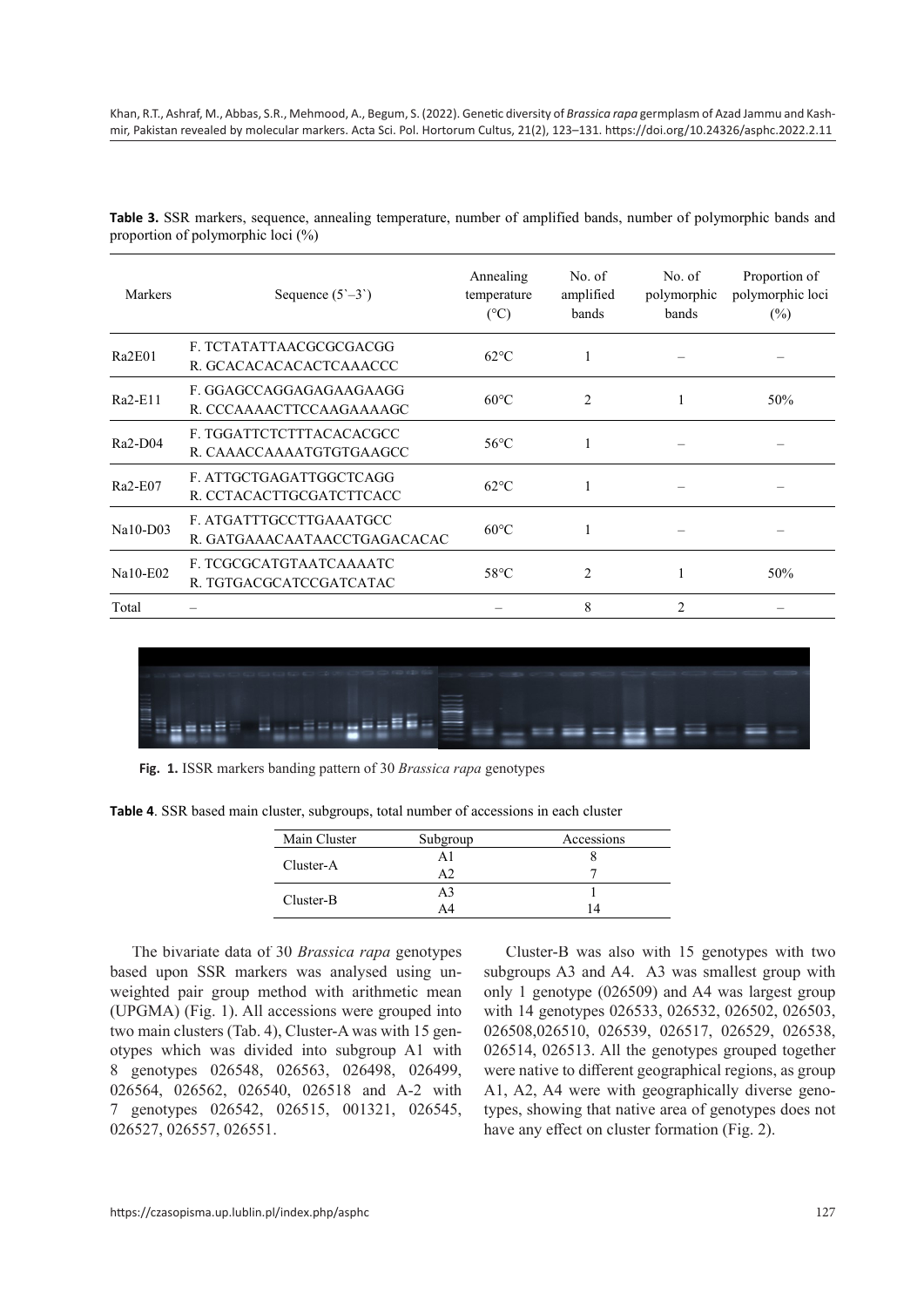**Table 3.** SSR markers, sequence, annealing temperature, number of amplified bands, number of polymorphic bands and proportion of polymorphic loci (%)

| Markers | Sequence (5`–3`) | Annealing temperature (°C) | No. of amplified bands | No. of polymorphic bands | Proportion of polymorphic loci (%) |
|---|---|---|---|---|---|
| Ra2E01 | F. TCTATATTAACGCGCGACGG<br>R. GCACACACACACTCAAACCC | 62°C | 1 | – | – |
| Ra2-E11 | F. GGAGCCAGGAGAGAAGAAGG<br>R. CCCAAAACTTCCAAGAAAAGC | 60°C | 2 | 1 | 50% |
| Ra2-D04 | F. TGGATTCTCTTTACACACGCC<br>R. CAAACCAAAATGTGTGAAGCC | 56°C | 1 | – | – |
| Ra2-E07 | F. ATTGCTGAGATTGGCTCAGG<br>R. CCTACACTTGCGATCTTCACC | 62°C | 1 | – | – |
| Na10-D03 | F. ATGATTTGCCTTGAAATGCC<br>R. GATGAAACAATAACCTGAGACACAC | 60°C | 1 | – | – |
| Na10-E02 | F. TCGCGCATGTAATCAAAATC<br>R. TGTGACGCATCCGATCATAC | 58°C | 2 | 1 | 50% |
| Total | – | – | 8 | 2 | – |

**Fig. 1.** ISSR markers banding pattern of 30 *Brassica rapa* genotypes

**Table 4**. SSR based main cluster, subgroups, total number of accessions in each cluster

| Main Cluster | Subgroup | Accessions |
|---|---|---|
| Cluster-A | A1 | 8 |
| | A2 | 7 |
| Cluster-B | A3 | 1 |
| | A4 | 14 |

The bivariate data of 30 *Brassica rapa* genotypes based upon SSR markers was analysed using unweighted pair group method with arithmetic mean (UPGMA) (Fig. 1). All accessions were grouped into two main clusters (Tab. 4), Cluster-A was with 15 genotypes which was divided into subgroup A1 with 8 genotypes 026548, 026563, 026498, 026499, 026564, 026562, 026540, 026518 and A-2 with 7 genotypes 026542, 026515, 001321, 026545, 026527, 026557, 026551.

Cluster-B was also with 15 genotypes with two subgroups A3 and A4. A3 was smallest group with only 1 genotype (026509) and A4 was largest group with 14 genotypes 026533, 026532, 026502, 026503, 026508,026510, 026539, 026517, 026529, 026538, 026514, 026513. All the genotypes grouped together were native to different geographical regions, as group A1, A2, A4 were with geographically diverse genotypes, showing that native area of genotypes does not have any effect on cluster formation (Fig. 2).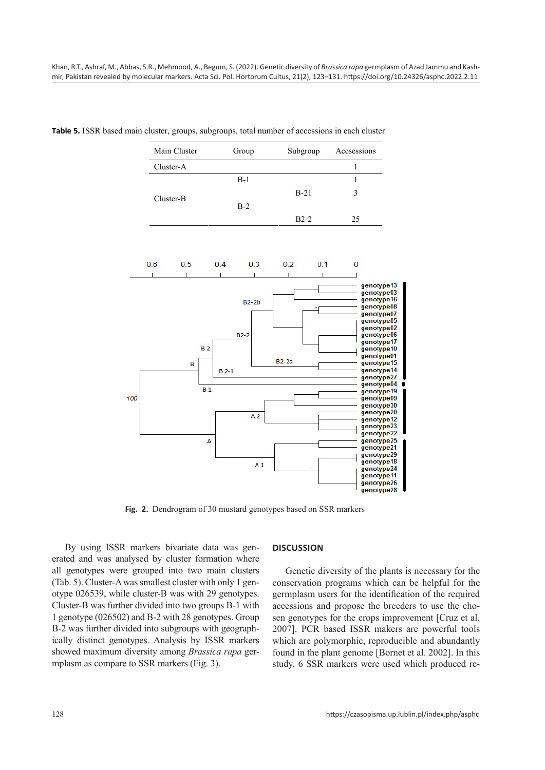**Table 5.** ISSR based main cluster, groups, subgroups, total number of accessions in each cluster

| Main Cluster | Group | Subgroup | Accsessions |
|---|---|---|---|
| Cluster-A | | | 1 |
| Cluster-B | B-1 | | 1 |
| | B-2 | B-21 | 3 |
| | | B2-2 | 25 |

**Fig. 2.** Dendrogram of 30 mustard genotypes based on SSR markers

By using ISSR markers bivariate data was generated and was analysed by cluster formation where all genotypes were grouped into two main clusters (Tab. 5). Cluster-A was smallest cluster with only 1 genotype 026539, while cluster-B was with 29 genotypes. Cluster-B was further divided into two groups B-1 with 1 genotype (026502) and B-2 with 28 genotypes. Group B-2 was further divided into subgroups with geographically distinct genotypes. Analysis by ISSR markers showed maximum diversity among *Brassica rapa* germplasm as compare to SSR markers (Fig. 3).

## DISCUSSION

Genetic diversity of the plants is necessary for the conservation programs which can be helpful for the germplasm users for the identification of the required accessions and propose the breeders to use the chosen genotypes for the crops improvement [Cruz et al. 2007]. PCR based ISSR makers are powerful tools which are polymorphic, reproducible and abundantly found in the plant genome [Bornet et al. 2002]. In this study, 6 SSR markers were used which produced re-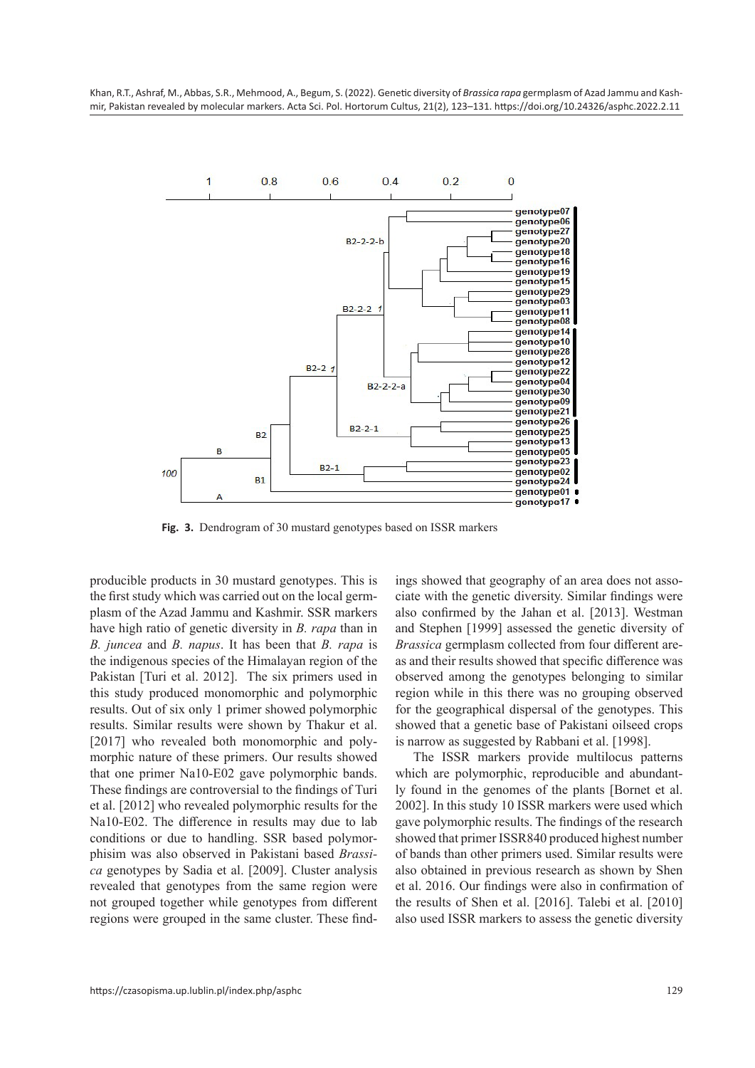**Fig. 3.** Dendrogram of 30 mustard genotypes based on ISSR markers

producible products in 30 mustard genotypes. This is the first study which was carried out on the local germplasm of the Azad Jammu and Kashmir. SSR markers have high ratio of genetic diversity in *B. rapa* than in *B. juncea* and *B. napus*. It has been that *B. rapa* is the indigenous species of the Himalayan region of the Pakistan [Turi et al. 2012]. The six primers used in this study produced monomorphic and polymorphic results. Out of six only 1 primer showed polymorphic results. Similar results were shown by Thakur et al. [2017] who revealed both monomorphic and polymorphic nature of these primers. Our results showed that one primer Na10-E02 gave polymorphic bands. These findings are controversial to the findings of Turi et al. [2012] who revealed polymorphic results for the Na10-E02. The difference in results may due to lab conditions or due to handling. SSR based polymorphisim was also observed in Pakistani based *Brassica* genotypes by Sadia et al. [2009]. Cluster analysis revealed that genotypes from the same region were not grouped together while genotypes from different regions were grouped in the same cluster. These findings showed that geography of an area does not associate with the genetic diversity. Similar findings were also confirmed by the Jahan et al. [2013]. Westman and Stephen [1999] assessed the genetic diversity of *Brassica* germplasm collected from four different areas and their results showed that specific difference was observed among the genotypes belonging to similar region while in this there was no grouping observed for the geographical dispersal of the genotypes. This showed that a genetic base of Pakistani oilseed crops is narrow as suggested by Rabbani et al. [1998].

The ISSR markers provide multilocus patterns which are polymorphic, reproducible and abundantly found in the genomes of the plants [Bornet et al. 2002]. In this study 10 ISSR markers were used which gave polymorphic results. The findings of the research showed that primer ISSR840 produced highest number of bands than other primers used. Similar results were also obtained in previous research as shown by Shen et al. 2016. Our findings were also in confirmation of the results of Shen et al. [2016]. Talebi et al. [2010] also used ISSR markers to assess the genetic diversity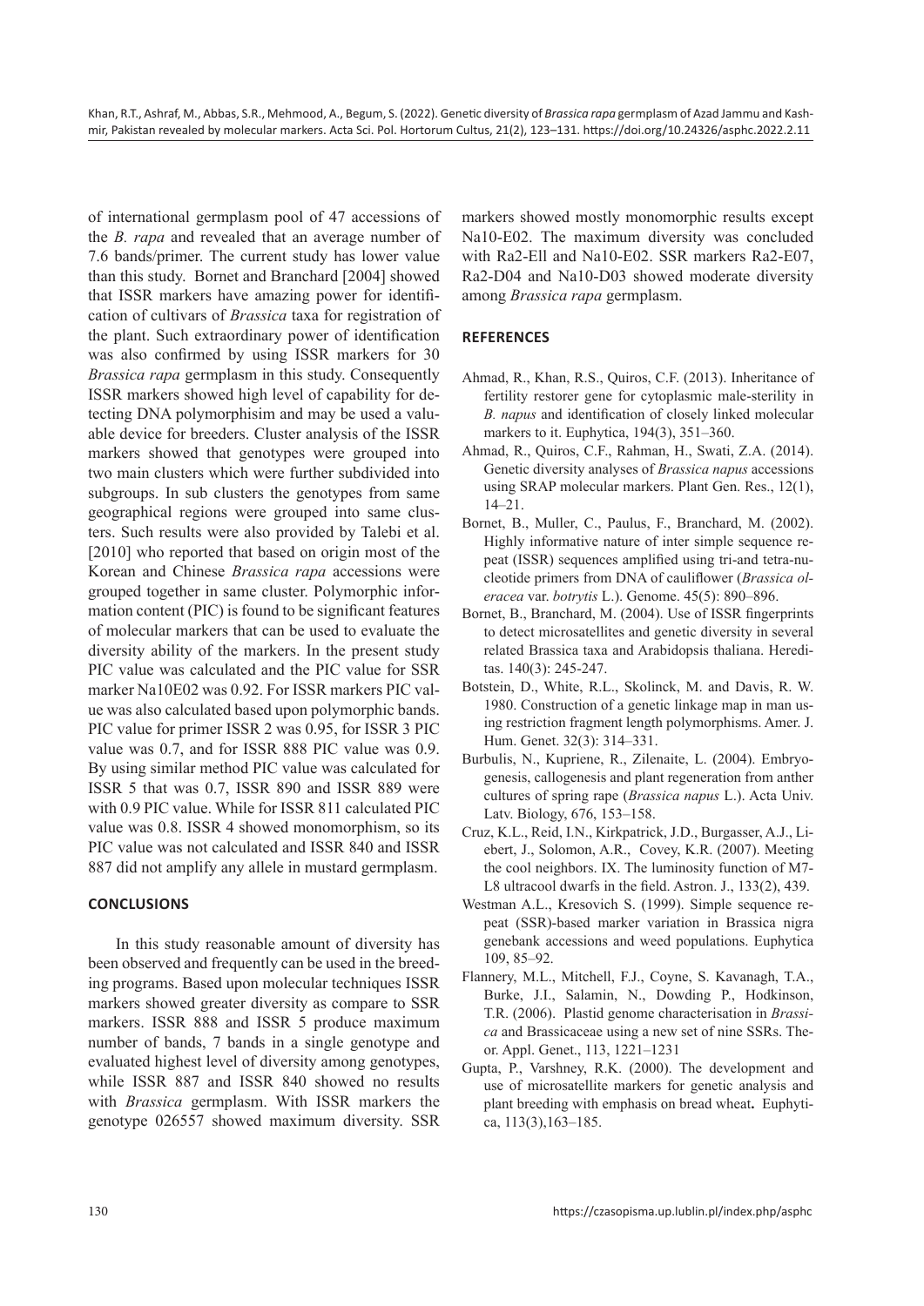of international germplasm pool of 47 accessions of the *B. rapa* and revealed that an average number of 7.6 bands/primer. The current study has lower value than this study. Bornet and Branchard [2004] showed that ISSR markers have amazing power for identification of cultivars of *Brassica* taxa for registration of the plant. Such extraordinary power of identification was also confirmed by using ISSR markers for 30 *Brassica rapa* germplasm in this study. Consequently ISSR markers showed high level of capability for detecting DNA polymorphisim and may be used a valuable device for breeders. Cluster analysis of the ISSR markers showed that genotypes were grouped into two main clusters which were further subdivided into subgroups. In sub clusters the genotypes from same geographical regions were grouped into same clusters. Such results were also provided by Talebi et al. [2010] who reported that based on origin most of the Korean and Chinese *Brassica rapa* accessions were grouped together in same cluster. Polymorphic information content (PIC) is found to be significant features of molecular markers that can be used to evaluate the diversity ability of the markers. In the present study PIC value was calculated and the PIC value for SSR marker Na10E02 was 0.92. For ISSR markers PIC value was also calculated based upon polymorphic bands. PIC value for primer ISSR 2 was 0.95, for ISSR 3 PIC value was 0.7, and for ISSR 888 PIC value was 0.9. By using similar method PIC value was calculated for ISSR 5 that was 0.7, ISSR 890 and ISSR 889 were with 0.9 PIC value. While for ISSR 811 calculated PIC value was 0.8. ISSR 4 showed monomorphism, so its PIC value was not calculated and ISSR 840 and ISSR 887 did not amplify any allele in mustard germplasm.

## CONCLUSIONS

In this study reasonable amount of diversity has been observed and frequently can be used in the breeding programs. Based upon molecular techniques ISSR markers showed greater diversity as compare to SSR markers. ISSR 888 and ISSR 5 produce maximum number of bands, 7 bands in a single genotype and evaluated highest level of diversity among genotypes, while ISSR 887 and ISSR 840 showed no results with *Brassica* germplasm. With ISSR markers the genotype 026557 showed maximum diversity. SSR markers showed mostly monomorphic results except Na10-E02. The maximum diversity was concluded with Ra2-Ell and Na10-E02. SSR markers Ra2-E07, Ra2-D04 and Na10-D03 showed moderate diversity among *Brassica rapa* germplasm.

## REFERENCES

Ahmad, R., Khan, R.S., Quiros, C.F. (2013). Inheritance of fertility restorer gene for cytoplasmic male-sterility in *B. napus* and identification of closely linked molecular markers to it. Euphytica, 194(3), 351–360.

Ahmad, R., Quiros, C.F., Rahman, H., Swati, Z.A. (2014). Genetic diversity analyses of *Brassica napus* accessions using SRAP molecular markers. Plant Gen. Res., 12(1), 14–21.

Bornet, B., Muller, C., Paulus, F., Branchard, M. (2002). Highly informative nature of inter simple sequence repeat (ISSR) sequences amplified using tri-and tetra-nucleotide primers from DNA of cauliflower (*Brassica oleracea* var. *botrytis* L.). Genome. 45(5): 890–896.

Bornet, B., Branchard, M. (2004). Use of ISSR fingerprints to detect microsatellites and genetic diversity in several related Brassica taxa and Arabidopsis thaliana. Hereditas. 140(3): 245-247.

Botstein, D., White, R.L., Skolinck, M. and Davis, R. W. 1980. Construction of a genetic linkage map in man using restriction fragment length polymorphisms. Amer. J. Hum. Genet. 32(3): 314–331.

Burbulis, N., Kupriene, R., Zilenaite, L. (2004). Embryogenesis, callogenesis and plant regeneration from anther cultures of spring rape (*Brassica napus* L.). Acta Univ. Latv. Biology, 676, 153–158.

Cruz, K.L., Reid, I.N., Kirkpatrick, J.D., Burgasser, A.J., Liebert, J., Solomon, A.R., Covey, K.R. (2007). Meeting the cool neighbors. IX. The luminosity function of M7-L8 ultracool dwarfs in the field. Astron. J., 133(2), 439.

Westman A.L., Kresovich S. (1999). Simple sequence repeat (SSR)-based marker variation in Brassica nigra genebank accessions and weed populations. Euphytica 109, 85–92.

Flannery, M.L., Mitchell, F.J., Coyne, S. Kavanagh, T.A., Burke, J.I., Salamin, N., Dowding P., Hodkinson, T.R. (2006). Plastid genome characterisation in *Brassica* and Brassicaceae using a new set of nine SSRs. Theor. Appl. Genet., 113, 1221–1231

Gupta, P., Varshney, R.K. (2000). The development and use of microsatellite markers for genetic analysis and plant breeding with emphasis on bread wheat**.** Euphytica, 113(3),163–185.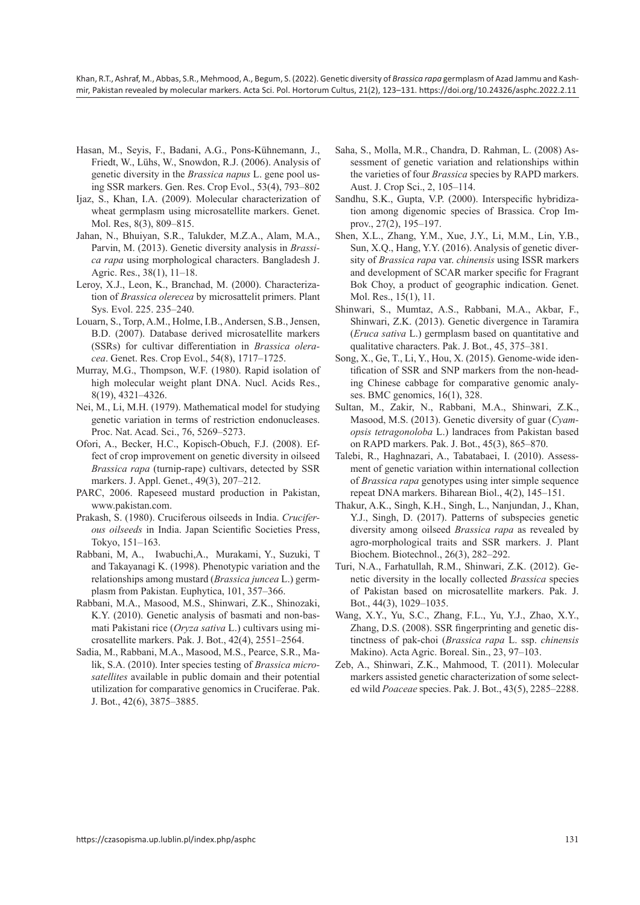Hasan, M., Seyis, F., Badani, A.G., Pons-Kühnemann, J., Friedt, W., Lühs, W., Snowdon, R.J. (2006). Analysis of genetic diversity in the *Brassica napus* L. gene pool using SSR markers. Gen. Res. Crop Evol., 53(4), 793–802

Ijaz, S., Khan, I.A. (2009). Molecular characterization of wheat germplasm using microsatellite markers. Genet. Mol. Res, 8(3), 809–815.

Jahan, N., Bhuiyan, S.R., Talukder, M.Z.A., Alam, M.A., Parvin, M. (2013). Genetic diversity analysis in *Brassica rapa* using morphological characters. Bangladesh J. Agric. Res., 38(1), 11–18.

Leroy, X.J., Leon, K., Branchad, M. (2000). Characterization of *Brassica olerecea* by microsattelit primers. Plant Sys. Evol. 225. 235–240.

Louarn, S., Torp, A.M., Holme, I.B., Andersen, S.B., Jensen, B.D. (2007). Database derived microsatellite markers (SSRs) for cultivar differentiation in *Brassica oleracea*. Genet. Res. Crop Evol., 54(8), 1717–1725.

Murray, M.G., Thompson, W.F. (1980). Rapid isolation of high molecular weight plant DNA. Nucl. Acids Res., 8(19), 4321–4326.

Nei, M., Li, M.H. (1979). Mathematical model for studying genetic variation in terms of restriction endonucleases. Proc. Nat. Acad. Sci., 76, 5269–5273.

Ofori, A., Becker, H.C., Kopisch-Obuch, F.J. (2008). Effect of crop improvement on genetic diversity in oilseed *Brassica rapa* (turnip-rape) cultivars, detected by SSR markers. J. Appl. Genet., 49(3), 207–212.

PARC, 2006. Rapeseed mustard production in Pakistan, www.pakistan.com.

Prakash, S. (1980). Cruciferous oilseeds in India. *Cruciferous oilseeds* in India. Japan Scientific Societies Press, Tokyo, 151–163.

Rabbani, M, A., Iwabuchi,A., Murakami, Y., Suzuki, T and Takayanagi K. (1998). Phenotypic variation and the relationships among mustard (*Brassica juncea* L.) germplasm from Pakistan. Euphytica, 101, 357–366.

Rabbani, M.A., Masood, M.S., Shinwari, Z.K., Shinozaki, K.Y. (2010). Genetic analysis of basmati and non-basmati Pakistani rice (*Oryza sativa* L.) cultivars using microsatellite markers. Pak. J. Bot., 42(4), 2551–2564.

Sadia, M., Rabbani, M.A., Masood, M.S., Pearce, S.R., Malik, S.A. (2010). Inter species testing of *Brassica microsatellites* available in public domain and their potential utilization for comparative genomics in Cruciferae. Pak. J. Bot., 42(6), 3875–3885.

Saha, S., Molla, M.R., Chandra, D. Rahman, L. (2008) Assessment of genetic variation and relationships within the varieties of four *Brassica* species by RAPD markers. Aust. J. Crop Sci., 2, 105–114.

Sandhu, S.K., Gupta, V.P. (2000). Interspecific hybridization among digenomic species of Brassica. Crop Improv., 27(2), 195–197.

Shen, X.L., Zhang, Y.M., Xue, J.Y., Li, M.M., Lin, Y.B., Sun, X.Q., Hang, Y.Y. (2016). Analysis of genetic diversity of *Brassica rapa* var. *chinensis* using ISSR markers and development of SCAR marker specific for Fragrant Bok Choy, a product of geographic indication. Genet. Mol. Res., 15(1), 11.

Shinwari, S., Mumtaz, A.S., Rabbani, M.A., Akbar, F., Shinwari, Z.K. (2013). Genetic divergence in Taramira (*Eruca sativa* L.) germplasm based on quantitative and qualitative characters. Pak. J. Bot., 45, 375–381.

Song, X., Ge, T., Li, Y., Hou, X. (2015). Genome-wide identification of SSR and SNP markers from the non-heading Chinese cabbage for comparative genomic analyses. BMC genomics, 16(1), 328.

Sultan, M., Zakir, N., Rabbani, M.A., Shinwari, Z.K., Masood, M.S. (2013). Genetic diversity of guar (*Cyamopsis tetragonoloba* L.) landraces from Pakistan based on RAPD markers. Pak. J. Bot., 45(3), 865–870.

Talebi, R., Haghnazari, A., Tabatabaei, I. (2010). Assessment of genetic variation within international collection of *Brassica rapa* genotypes using inter simple sequence repeat DNA markers. Biharean Biol., 4(2), 145–151.

Thakur, A.K., Singh, K.H., Singh, L., Nanjundan, J., Khan, Y.J., Singh, D. (2017). Patterns of subspecies genetic diversity among oilseed *Brassica rapa* as revealed by agro-morphological traits and SSR markers. J. Plant Biochem. Biotechnol., 26(3), 282–292.

Turi, N.A., Farhatullah, R.M., Shinwari, Z.K. (2012). Genetic diversity in the locally collected *Brassica* species of Pakistan based on microsatellite markers. Pak. J. Bot., 44(3), 1029–1035.

Wang, X.Y., Yu, S.C., Zhang, F.L., Yu, Y.J., Zhao, X.Y., Zhang, D.S. (2008). SSR fingerprinting and genetic distinctness of pak-choi (*Brassica rapa* L. ssp. *chinensis* Makino). Acta Agric. Boreal. Sin., 23, 97–103.

Zeb, A., Shinwari, Z.K., Mahmood, T. (2011). Molecular markers assisted genetic characterization of some selected wild *Poaceae* species. Pak. J. Bot., 43(5), 2285–2288.